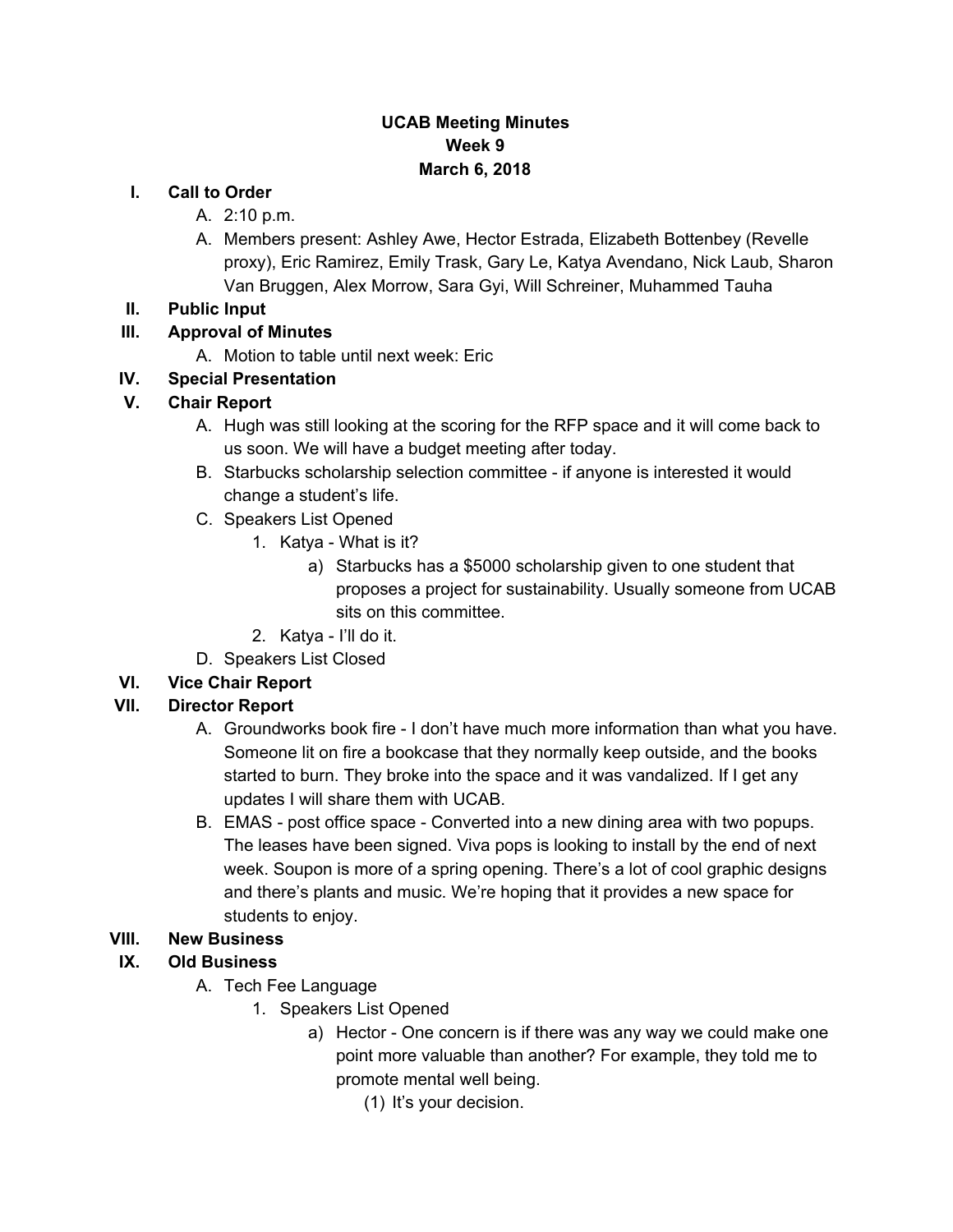# UCAB Meeting Minutes

## Week 9

## March 6, 2018

I. **Call to Order**
   A. 2:10 p.m.
   A. Members present: Ashley Awe, Hector Estrada, Elizabeth Bottenbey (Revelle proxy), Eric Ramirez, Emily Trask, Gary Le, Katya Avendano, Nick Laub, Sharon Van Bruggen, Alex Morrow, Sara Gyi, Will Schreiner, Muhammed Tauha

II. **Public Input**

III. **Approval of Minutes**
   A. Motion to table until next week: Eric

IV. **Special Presentation**

V. **Chair Report**
   A. Hugh was still looking at the scoring for the RFP space and it will come back to us soon. We will have a budget meeting after today.
   B. Starbucks scholarship selection committee - if anyone is interested it would change a student's life.
   C. Speakers List Opened
      1. Katya - What is it?
         a) Starbucks has a $5000 scholarship given to one student that proposes a project for sustainability. Usually someone from UCAB sits on this committee.
      2. Katya - I'll do it.
   D. Speakers List Closed

VI. **Vice Chair Report**

VII. **Director Report**
   A. Groundworks book fire - I don't have much more information than what you have. Someone lit on fire a bookcase that they normally keep outside, and the books started to burn. They broke into the space and it was vandalized. If I get any updates I will share them with UCAB.
   B. EMAS - post office space - Converted into a new dining area with two popups. The leases have been signed. Viva pops is looking to install by the end of next week. Soupon is more of a spring opening. There's a lot of cool graphic designs and there's plants and music. We're hoping that it provides a new space for students to enjoy.

VIII. **New Business**

IX. **Old Business**
   A. Tech Fee Language
      1. Speakers List Opened
         a) Hector - One concern is if there was any way we could make one point more valuable than another? For example, they told me to promote mental well being.
            (1) It's your decision.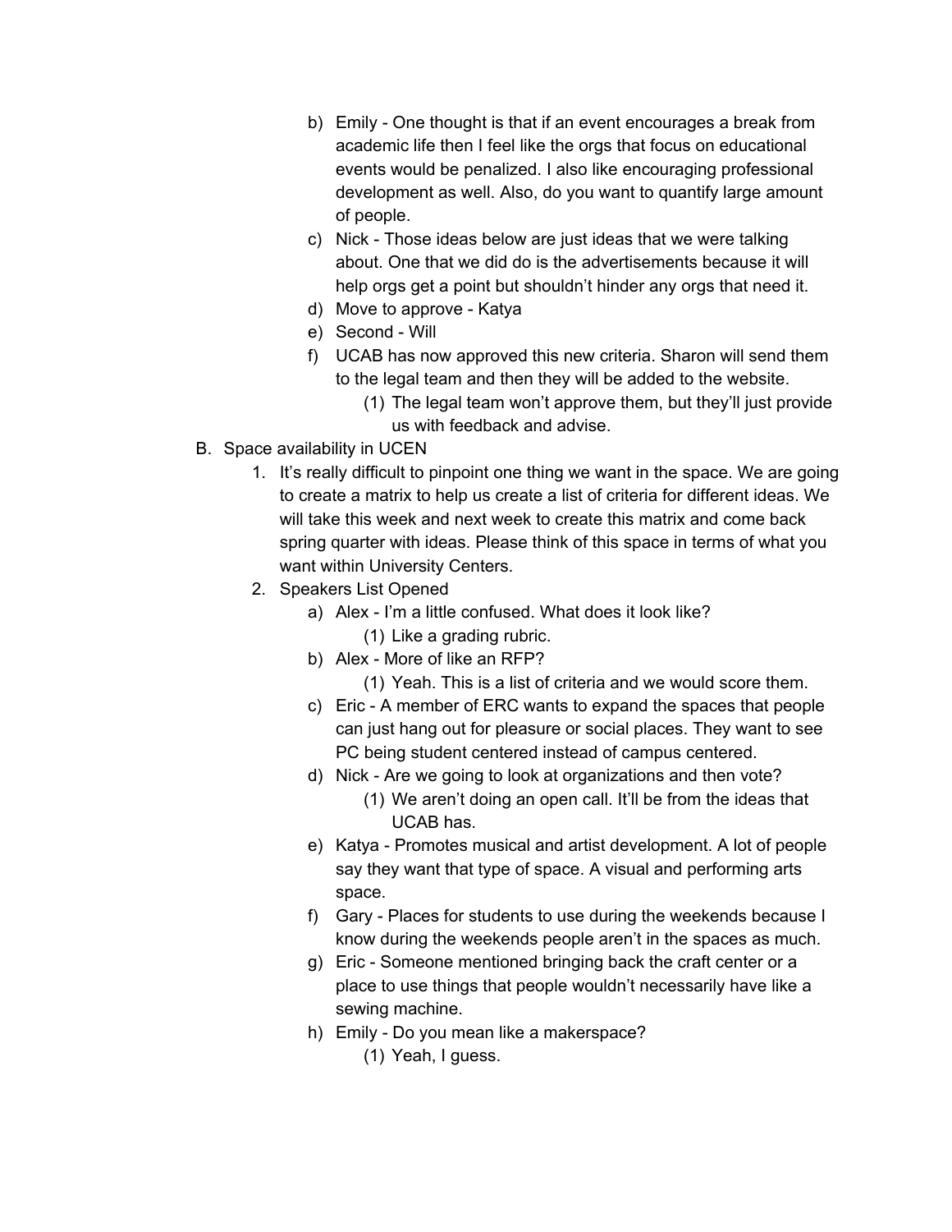b) Emily - One thought is that if an event encourages a break from academic life then I feel like the orgs that focus on educational events would be penalized. I also like encouraging professional development as well. Also, do you want to quantify large amount of people.

c) Nick - Those ideas below are just ideas that we were talking about. One that we did do is the advertisements because it will help orgs get a point but shouldn't hinder any orgs that need it.

d) Move to approve - Katya

e) Second - Will

f) UCAB has now approved this new criteria. Sharon will send them to the legal team and then they will be added to the website.

   (1) The legal team won't approve them, but they'll just provide us with feedback and advise.

B. Space availability in UCEN

1. It's really difficult to pinpoint one thing we want in the space. We are going to create a matrix to help us create a list of criteria for different ideas. We will take this week and next week to create this matrix and come back spring quarter with ideas. Please think of this space in terms of what you want within University Centers.

2. Speakers List Opened

   a) Alex - I'm a little confused. What does it look like?

      (1) Like a grading rubric.

   b) Alex - More of like an RFP?

      (1) Yeah. This is a list of criteria and we would score them.

   c) Eric - A member of ERC wants to expand the spaces that people can just hang out for pleasure or social places. They want to see PC being student centered instead of campus centered.

   d) Nick - Are we going to look at organizations and then vote?

      (1) We aren't doing an open call. It'll be from the ideas that UCAB has.

   e) Katya - Promotes musical and artist development. A lot of people say they want that type of space. A visual and performing arts space.

   f) Gary - Places for students to use during the weekends because I know during the weekends people aren't in the spaces as much.

   g) Eric - Someone mentioned bringing back the craft center or a place to use things that people wouldn't necessarily have like a sewing machine.

   h) Emily - Do you mean like a makerspace?

      (1) Yeah, I guess.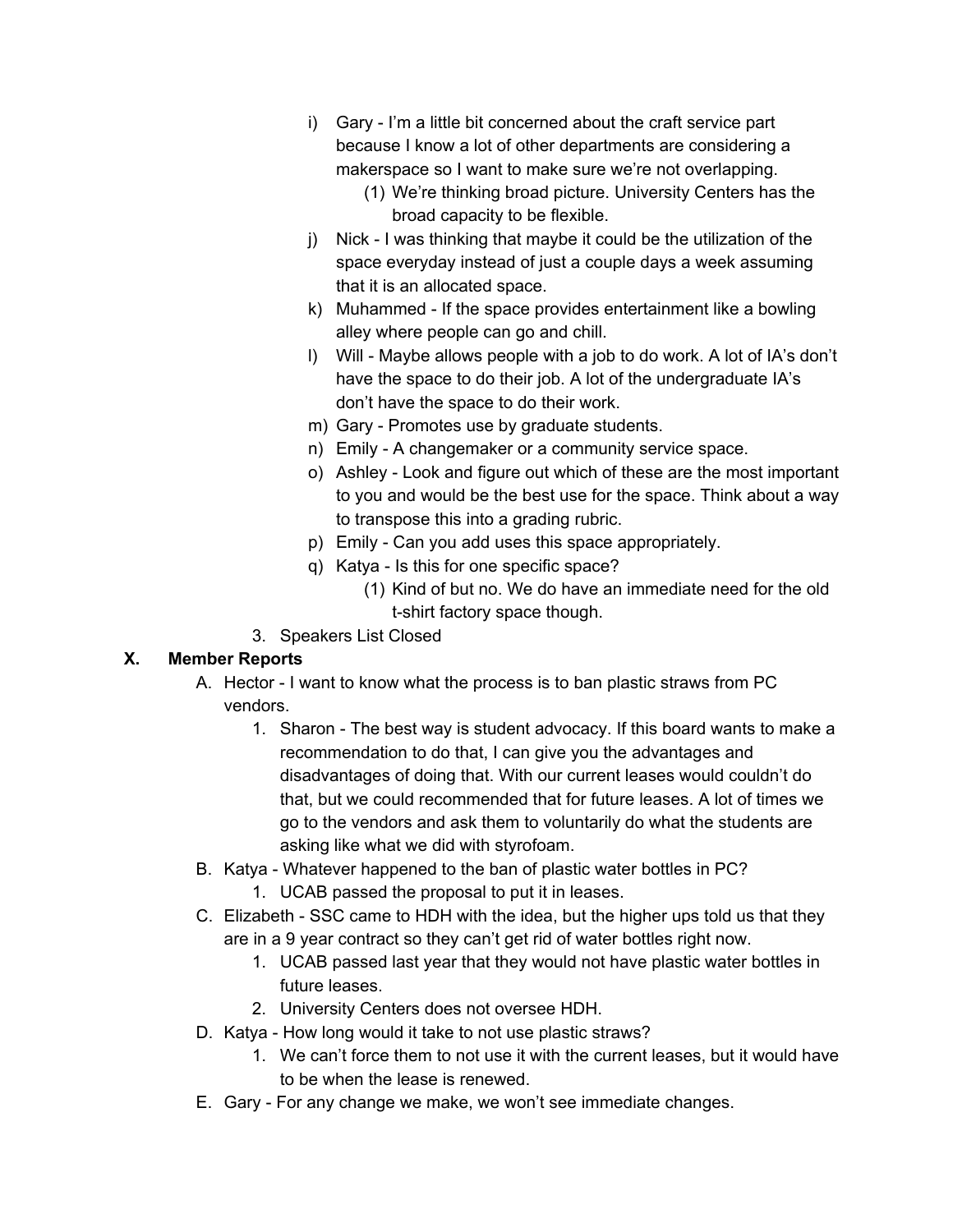i) Gary - I'm a little bit concerned about the craft service part because I know a lot of other departments are considering a makerspace so I want to make sure we're not overlapping.

   (1) We're thinking broad picture. University Centers has the broad capacity to be flexible.

j) Nick - I was thinking that maybe it could be the utilization of the space everyday instead of just a couple days a week assuming that it is an allocated space.

k) Muhammed - If the space provides entertainment like a bowling alley where people can go and chill.

l) Will - Maybe allows people with a job to do work. A lot of IA's don't have the space to do their job. A lot of the undergraduate IA's don't have the space to do their work.

m) Gary - Promotes use by graduate students.

n) Emily - A changemaker or a community service space.

o) Ashley - Look and figure out which of these are the most important to you and would be the best use for the space. Think about a way to transpose this into a grading rubric.

p) Emily - Can you add uses this space appropriately.

q) Katya - Is this for one specific space?

   (1) Kind of but no. We do have an immediate need for the old t-shirt factory space though.

3. Speakers List Closed

## X. Member Reports

A. Hector - I want to know what the process is to ban plastic straws from PC vendors.

   1. Sharon - The best way is student advocacy. If this board wants to make a recommendation to do that, I can give you the advantages and disadvantages of doing that. With our current leases would couldn't do that, but we could recommended that for future leases. A lot of times we go to the vendors and ask them to voluntarily do what the students are asking like what we did with styrofoam.

B. Katya - Whatever happened to the ban of plastic water bottles in PC?

   1. UCAB passed the proposal to put it in leases.

C. Elizabeth - SSC came to HDH with the idea, but the higher ups told us that they are in a 9 year contract so they can't get rid of water bottles right now.

   1. UCAB passed last year that they would not have plastic water bottles in future leases.
   2. University Centers does not oversee HDH.

D. Katya - How long would it take to not use plastic straws?

   1. We can't force them to not use it with the current leases, but it would have to be when the lease is renewed.

E. Gary - For any change we make, we won't see immediate changes.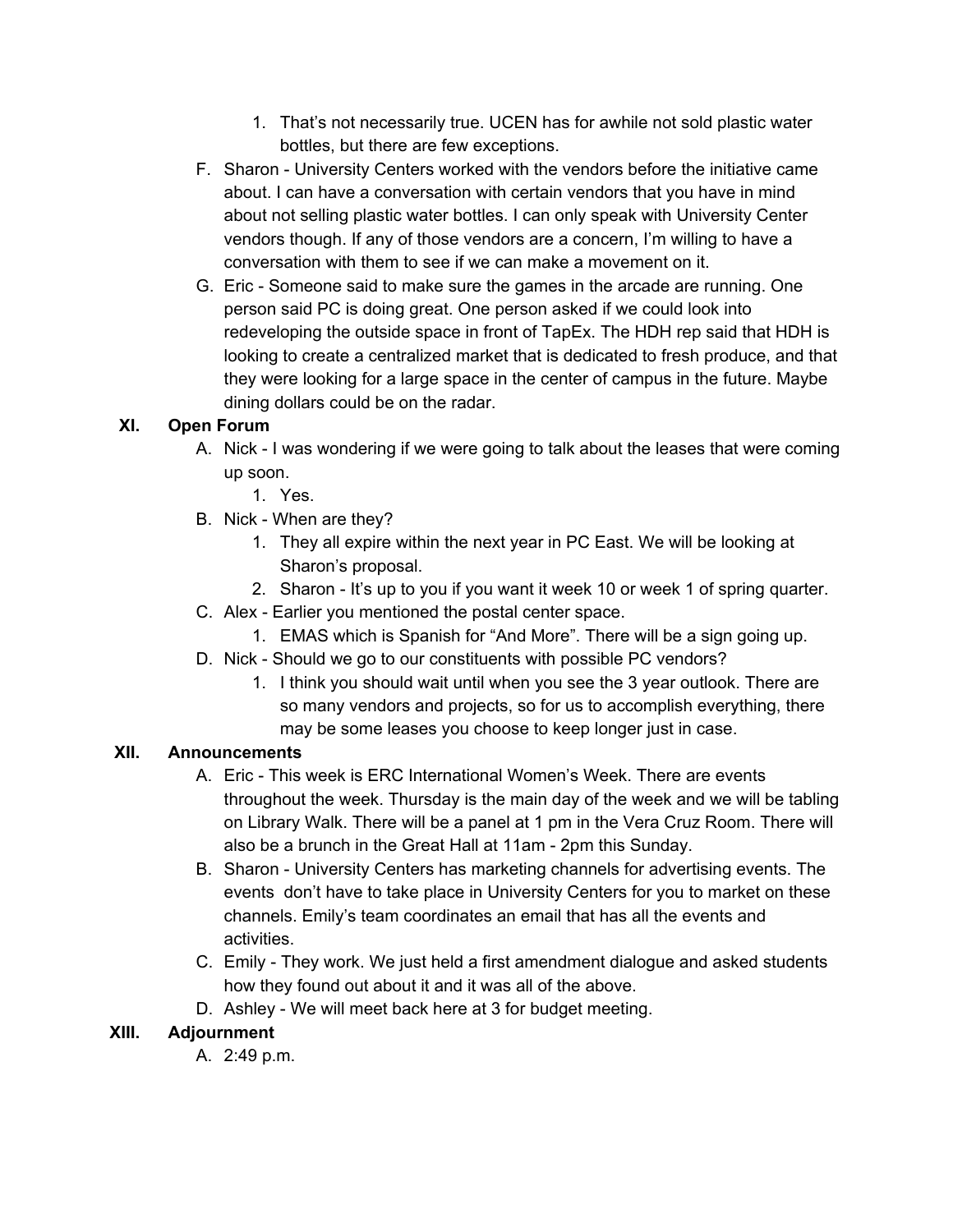1. That's not necessarily true. UCEN has for awhile not sold plastic water bottles, but there are few exceptions.

F. Sharon - University Centers worked with the vendors before the initiative came about. I can have a conversation with certain vendors that you have in mind about not selling plastic water bottles. I can only speak with University Center vendors though. If any of those vendors are a concern, I'm willing to have a conversation with them to see if we can make a movement on it.

G. Eric - Someone said to make sure the games in the arcade are running. One person said PC is doing great. One person asked if we could look into redeveloping the outside space in front of TapEx. The HDH rep said that HDH is looking to create a centralized market that is dedicated to fresh produce, and that they were looking for a large space in the center of campus in the future. Maybe dining dollars could be on the radar.

## XI. Open Forum

A. Nick - I was wondering if we were going to talk about the leases that were coming up soon.
   1. Yes.

B. Nick - When are they?
   1. They all expire within the next year in PC East. We will be looking at Sharon's proposal.
   2. Sharon - It's up to you if you want it week 10 or week 1 of spring quarter.

C. Alex - Earlier you mentioned the postal center space.
   1. EMAS which is Spanish for "And More". There will be a sign going up.

D. Nick - Should we go to our constituents with possible PC vendors?
   1. I think you should wait until when you see the 3 year outlook. There are so many vendors and projects, so for us to accomplish everything, there may be some leases you choose to keep longer just in case.

## XII. Announcements

A. Eric - This week is ERC International Women's Week. There are events throughout the week. Thursday is the main day of the week and we will be tabling on Library Walk. There will be a panel at 1 pm in the Vera Cruz Room. There will also be a brunch in the Great Hall at 11am - 2pm this Sunday.

B. Sharon - University Centers has marketing channels for advertising events. The events don't have to take place in University Centers for you to market on these channels. Emily's team coordinates an email that has all the events and activities.

C. Emily - They work. We just held a first amendment dialogue and asked students how they found out about it and it was all of the above.

D. Ashley - We will meet back here at 3 for budget meeting.

## XIII. Adjournment

A. 2:49 p.m.